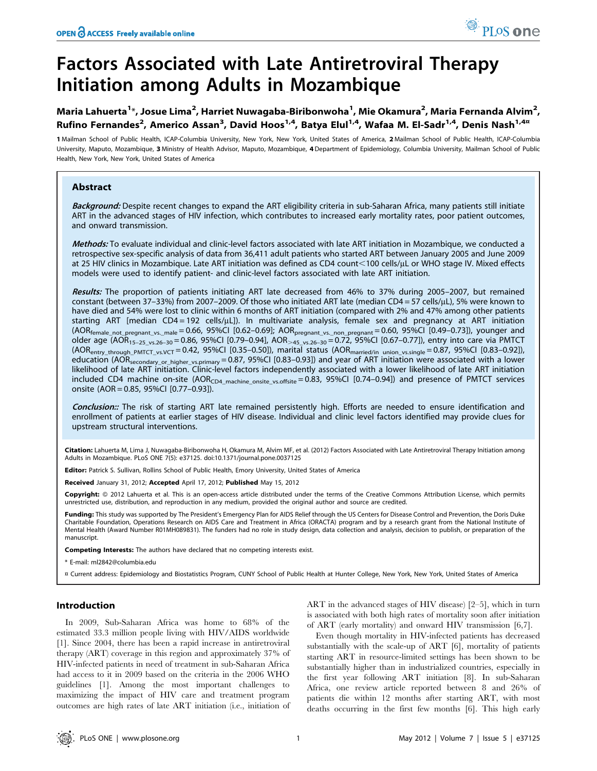# Factors Associated with Late Antiretroviral Therapy Initiation among Adults in Mozambique

**Maria Lahuerta[1]*, Josue Lima[2], Harriet Nuwagaba-Biribonwoha[1], Mie Okamura[2], Maria Fernanda Alvim[2], Rufino Fernandes[2], Americo Assan[3], David Hoos[1,4], Batya Elul[1,4], Wafaa M. El-Sadr[1,4], Denis Nash[1,4¤]**

1 Mailman School of Public Health, ICAP-Columbia University, New York, New York, United States of America, 2 Mailman School of Public Health, ICAP-Columbia University, Maputo, Mozambique, 3 Ministry of Health Advisor, Maputo, Mozambique, 4 Department of Epidemiology, Columbia University, Mailman School of Public Health, New York, New York, United States of America

## Abstract

***Background:*** Despite recent changes to expand the ART eligibility criteria in sub-Saharan Africa, many patients still initiate ART in the advanced stages of HIV infection, which contributes to increased early mortality rates, poor patient outcomes, and onward transmission.

***Methods:*** To evaluate individual and clinic-level factors associated with late ART initiation in Mozambique, we conducted a retrospective sex-specific analysis of data from 36,411 adult patients who started ART between January 2005 and June 2009 at 25 HIV clinics in Mozambique. Late ART initiation was defined as CD4 count<100 cells/µL or WHO stage IV. Mixed effects models were used to identify patient- and clinic-level factors associated with late ART initiation.

***Results:*** The proportion of patients initiating ART late decreased from 46% to 37% during 2005–2007, but remained constant (between 37–33%) from 2007–2009. Of those who initiated ART late (median CD4 = 57 cells/µL), 5% were known to have died and 54% were lost to clinic within 6 months of ART initiation (compared with 2% and 47% among other patients starting ART [median CD4 = 192 cells/µL]). In multivariate analysis, female sex and pregnancy at ART initiation ($AOR_{female\_not\_pregnant\_vs.\_male}$ = 0.66, 95%CI [0.62–0.69]; $AOR_{pregnant\_vs.\_non\_pregnant}$ = 0.60, 95%CI [0.49–0.73]), younger and older age ($AOR_{15-25\_vs.26-30}$ = 0.86, 95%CI [0.79–0.94], $AOR_{>45\_vs.26-30}$ = 0.72, 95%CI [0.67–0.77]), entry into care via PMTCT ($AOR_{entry\_through\_PMTCT\_vs.VCT}$ = 0.42, 95%CI [0.35–0.50]), marital status ($AOR_{married/in\ union\_vs.single}$ = 0.87, 95%CI [0.83–0.92]), education ($AOR_{secondary\_or\_higher\_vs.primary}$ = 0.87, 95%CI [0.83–0.93]) and year of ART initiation were associated with a lower likelihood of late ART initiation. Clinic-level factors independently associated with a lower likelihood of late ART initiation included CD4 machine on-site ($AOR_{CD4\_machine\_onsite\_vs.offsite}$ = 0.83, 95%CI [0.74–0.94]) and presence of PMTCT services onsite (AOR = 0.85, 95%CI [0.77–0.93]).

***Conclusion::*** The risk of starting ART late remained persistently high. Efforts are needed to ensure identification and enrollment of patients at earlier stages of HIV disease. Individual and clinic level factors identified may provide clues for upstream structural interventions.

**Citation:** Lahuerta M, Lima J, Nuwagaba-Biribonwoha H, Okamura M, Alvim MF, et al. (2012) Factors Associated with Late Antiretroviral Therapy Initiation among Adults in Mozambique. PLoS ONE 7(5): e37125. doi:10.1371/journal.pone.0037125

**Editor:** Patrick S. Sullivan, Rollins School of Public Health, Emory University, United States of America

**Received** January 31, 2012; **Accepted** April 17, 2012; **Published** May 15, 2012

**Copyright:** © 2012 Lahuerta et al. This is an open-access article distributed under the terms of the Creative Commons Attribution License, which permits unrestricted use, distribution, and reproduction in any medium, provided the original author and source are credited.

**Funding:** This study was supported by The President's Emergency Plan for AIDS Relief through the US Centers for Disease Control and Prevention, the Doris Duke Charitable Foundation, Operations Research on AIDS Care and Treatment in Africa (ORACTA) program and by a research grant from the National Institute of Mental Health (Award Number R01MH089831). The funders had no role in study design, data collection and analysis, decision to publish, or preparation of the manuscript.

**Competing Interests:** The authors have declared that no competing interests exist.

\* E-mail: ml2842@columbia.edu

¤ Current address: Epidemiology and Biostatistics Program, CUNY School of Public Health at Hunter College, New York, New York, United States of America

## Introduction

In 2009, Sub-Saharan Africa was home to 68% of the estimated 33.3 million people living with HIV/AIDS worldwide [1]. Since 2004, there has been a rapid increase in antiretroviral therapy (ART) coverage in this region and approximately 37% of HIV-infected patients in need of treatment in sub-Saharan Africa had access to it in 2009 based on the criteria in the 2006 WHO guidelines [1]. Among the most important challenges to maximizing the impact of HIV care and treatment program outcomes are high rates of late ART initiation (i.e., initiation of ART in the advanced stages of HIV disease) [2–5], which in turn is associated with both high rates of mortality soon after initiation of ART (early mortality) and onward HIV transmission [6,7].

Even though mortality in HIV-infected patients has decreased substantially with the scale-up of ART [6], mortality of patients starting ART in resource-limited settings has been shown to be substantially higher than in industrialized countries, especially in the first year following ART initiation [8]. In sub-Saharan Africa, one review article reported between 8 and 26% of patients die within 12 months after starting ART, with most deaths occurring in the first few months [6]. This high early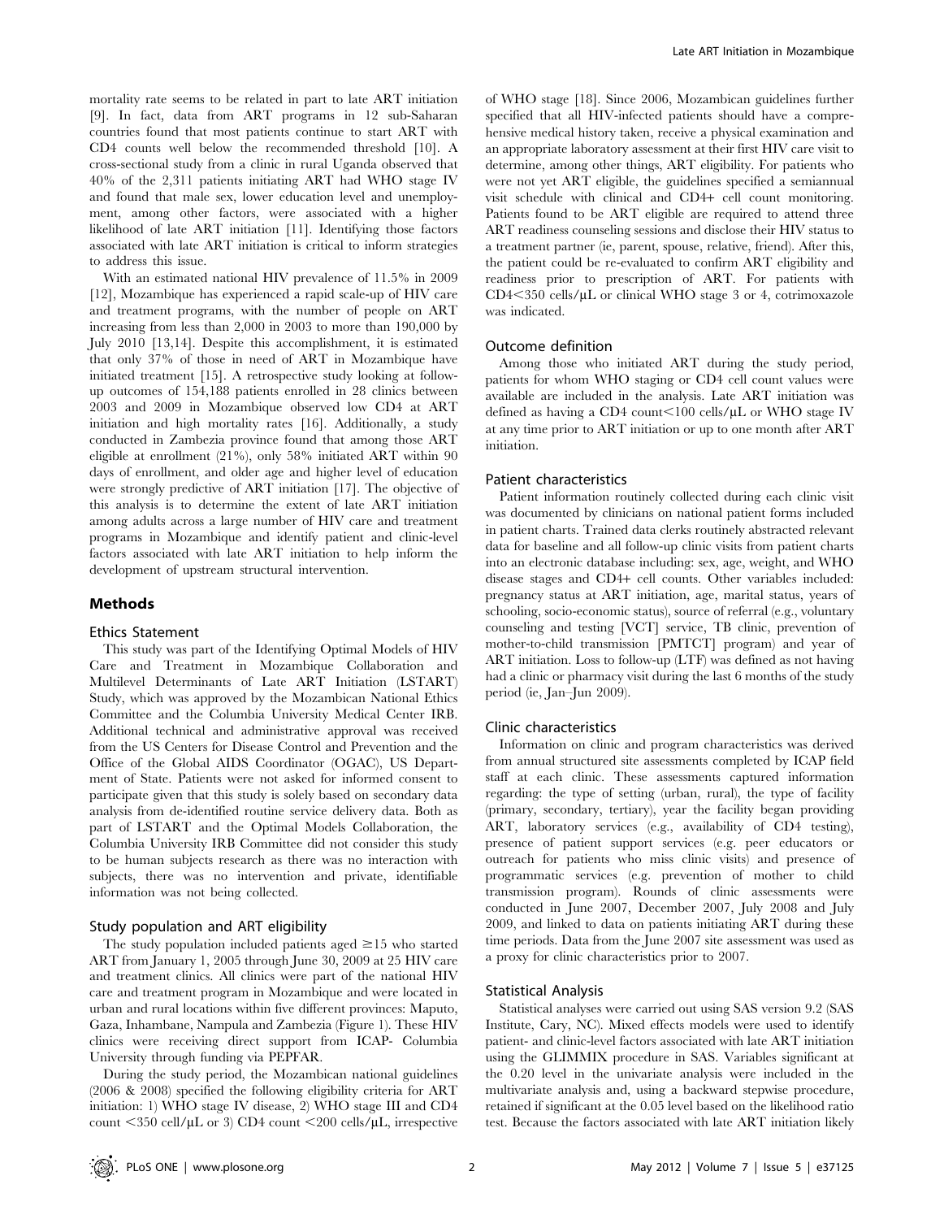mortality rate seems to be related in part to late ART initiation [9]. In fact, data from ART programs in 12 sub-Saharan countries found that most patients continue to start ART with CD4 counts well below the recommended threshold [10]. A cross-sectional study from a clinic in rural Uganda observed that 40% of the 2,311 patients initiating ART had WHO stage IV and found that male sex, lower education level and unemployment, among other factors, were associated with a higher likelihood of late ART initiation [11]. Identifying those factors associated with late ART initiation is critical to inform strategies to address this issue.

With an estimated national HIV prevalence of 11.5% in 2009 [12], Mozambique has experienced a rapid scale-up of HIV care and treatment programs, with the number of people on ART increasing from less than 2,000 in 2003 to more than 190,000 by July 2010 [13,14]. Despite this accomplishment, it is estimated that only 37% of those in need of ART in Mozambique have initiated treatment [15]. A retrospective study looking at follow-up outcomes of 154,188 patients enrolled in 28 clinics between 2003 and 2009 in Mozambique observed low CD4 at ART initiation and high mortality rates [16]. Additionally, a study conducted in Zambezia province found that among those ART eligible at enrollment (21%), only 58% initiated ART within 90 days of enrollment, and older age and higher level of education were strongly predictive of ART initiation [17]. The objective of this analysis is to determine the extent of late ART initiation among adults across a large number of HIV care and treatment programs in Mozambique and identify patient and clinic-level factors associated with late ART initiation to help inform the development of upstream structural intervention.

## Methods

### Ethics Statement

This study was part of the Identifying Optimal Models of HIV Care and Treatment in Mozambique Collaboration and Multilevel Determinants of Late ART Initiation (LSTART) Study, which was approved by the Mozambican National Ethics Committee and the Columbia University Medical Center IRB. Additional technical and administrative approval was received from the US Centers for Disease Control and Prevention and the Office of the Global AIDS Coordinator (OGAC), US Department of State. Patients were not asked for informed consent to participate given that this study is solely based on secondary data analysis from de-identified routine service delivery data. Both as part of LSTART and the Optimal Models Collaboration, the Columbia University IRB Committee did not consider this study to be human subjects research as there was no interaction with subjects, there was no intervention and private, identifiable information was not being collected.

### Study population and ART eligibility

The study population included patients aged $\geq$15 who started ART from January 1, 2005 through June 30, 2009 at 25 HIV care and treatment clinics. All clinics were part of the national HIV care and treatment program in Mozambique and were located in urban and rural locations within five different provinces: Maputo, Gaza, Inhambane, Nampula and Zambezia (Figure 1). These HIV clinics were receiving direct support from ICAP- Columbia University through funding via PEPFAR.

During the study period, the Mozambican national guidelines (2006 & 2008) specified the following eligibility criteria for ART initiation: 1) WHO stage IV disease, 2) WHO stage III and CD4 count <350 cell/µL or 3) CD4 count <200 cells/µL, irrespective of WHO stage [18]. Since 2006, Mozambican guidelines further specified that all HIV-infected patients should have a comprehensive medical history taken, receive a physical examination and an appropriate laboratory assessment at their first HIV care visit to determine, among other things, ART eligibility. For patients who were not yet ART eligible, the guidelines specified a semiannual visit schedule with clinical and CD4+ cell count monitoring. Patients found to be ART eligible are required to attend three ART readiness counseling sessions and disclose their HIV status to a treatment partner (ie, parent, spouse, relative, friend). After this, the patient could be re-evaluated to confirm ART eligibility and readiness prior to prescription of ART. For patients with CD4<350 cells/µL or clinical WHO stage 3 or 4, cotrimoxazole was indicated.

### Outcome definition

Among those who initiated ART during the study period, patients for whom WHO staging or CD4 cell count values were available are included in the analysis. Late ART initiation was defined as having a CD4 count<100 cells/µL or WHO stage IV at any time prior to ART initiation or up to one month after ART initiation.

### Patient characteristics

Patient information routinely collected during each clinic visit was documented by clinicians on national patient forms included in patient charts. Trained data clerks routinely abstracted relevant data for baseline and all follow-up clinic visits from patient charts into an electronic database including: sex, age, weight, and WHO disease stages and CD4+ cell counts. Other variables included: pregnancy status at ART initiation, age, marital status, years of schooling, socio-economic status), source of referral (e.g., voluntary counseling and testing [VCT] service, TB clinic, prevention of mother-to-child transmission [PMTCT] program) and year of ART initiation. Loss to follow-up (LTF) was defined as not having had a clinic or pharmacy visit during the last 6 months of the study period (ie, Jan–Jun 2009).

### Clinic characteristics

Information on clinic and program characteristics was derived from annual structured site assessments completed by ICAP field staff at each clinic. These assessments captured information regarding: the type of setting (urban, rural), the type of facility (primary, secondary, tertiary), year the facility began providing ART, laboratory services (e.g., availability of CD4 testing), presence of patient support services (e.g. peer educators or outreach for patients who miss clinic visits) and presence of programmatic services (e.g. prevention of mother to child transmission program). Rounds of clinic assessments were conducted in June 2007, December 2007, July 2008 and July 2009, and linked to data on patients initiating ART during these time periods. Data from the June 2007 site assessment was used as a proxy for clinic characteristics prior to 2007.

### Statistical Analysis

Statistical analyses were carried out using SAS version 9.2 (SAS Institute, Cary, NC). Mixed effects models were used to identify patient- and clinic-level factors associated with late ART initiation using the GLIMMIX procedure in SAS. Variables significant at the 0.20 level in the univariate analysis were included in the multivariate analysis and, using a backward stepwise procedure, retained if significant at the 0.05 level based on the likelihood ratio test. Because the factors associated with late ART initiation likely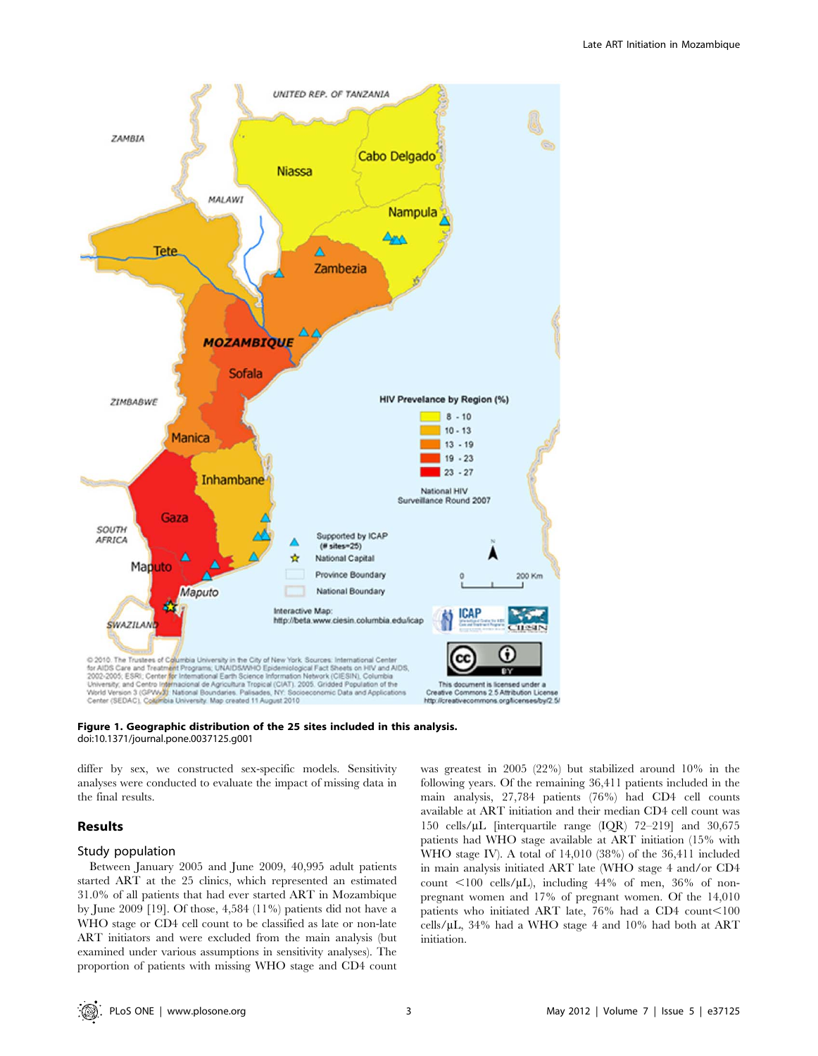**Figure 1. Geographic distribution of the 25 sites included in this analysis.**
doi:10.1371/journal.pone.0037125.g001

differ by sex, we constructed sex-specific models. Sensitivity analyses were conducted to evaluate the impact of missing data in the final results.

## Results

### Study population

Between January 2005 and June 2009, 40,995 adult patients started ART at the 25 clinics, which represented an estimated 31.0% of all patients that had ever started ART in Mozambique by June 2009 [19]. Of those, 4,584 (11%) patients did not have a WHO stage or CD4 cell count to be classified as late or non-late ART initiators and were excluded from the main analysis (but examined under various assumptions in sensitivity analyses). The proportion of patients with missing WHO stage and CD4 count was greatest in 2005 (22%) but stabilized around 10% in the following years. Of the remaining 36,411 patients included in the main analysis, 27,784 patients (76%) had CD4 cell counts available at ART initiation and their median CD4 cell count was 150 cells/µL [interquartile range (IQR) 72–219] and 30,675 patients had WHO stage available at ART initiation (15% with WHO stage IV). A total of 14,010 (38%) of the 36,411 included in main analysis initiated ART late (WHO stage 4 and/or CD4 count <100 cells/µL), including 44% of men, 36% of non-pregnant women and 17% of pregnant women. Of the 14,010 patients who initiated ART late, 76% had a CD4 count<100 cells/µL, 34% had a WHO stage 4 and 10% had both at ART initiation.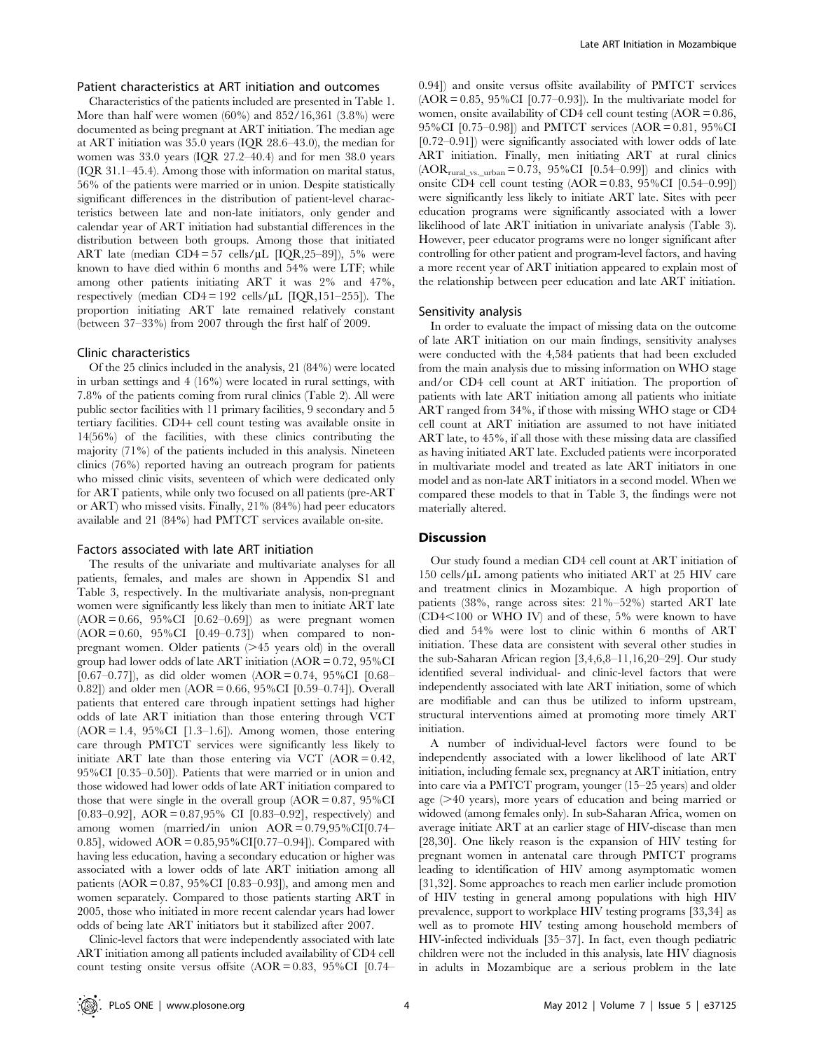### Patient characteristics at ART initiation and outcomes

Characteristics of the patients included are presented in Table 1. More than half were women (60%) and 852/16,361 (3.8%) were documented as being pregnant at ART initiation. The median age at ART initiation was 35.0 years (IQR 28.6–43.0), the median for women was 33.0 years (IQR 27.2–40.4) and for men 38.0 years (IQR 31.1–45.4). Among those with information on marital status, 56% of the patients were married or in union. Despite statistically significant differences in the distribution of patient-level characteristics between late and non-late initiators, only gender and calendar year of ART initiation had substantial differences in the distribution between both groups. Among those that initiated ART late (median CD4 = 57 cells/µL [IQR,25–89]), 5% were known to have died within 6 months and 54% were LTF; while among other patients initiating ART it was 2% and 47%, respectively (median CD4 = 192 cells/µL [IQR,151–255]). The proportion initiating ART late remained relatively constant (between 37–33%) from 2007 through the first half of 2009.

### Clinic characteristics

Of the 25 clinics included in the analysis, 21 (84%) were located in urban settings and 4 (16%) were located in rural settings, with 7.8% of the patients coming from rural clinics (Table 2). All were public sector facilities with 11 primary facilities, 9 secondary and 5 tertiary facilities. CD4+ cell count testing was available onsite in 14(56%) of the facilities, with these clinics contributing the majority (71%) of the patients included in this analysis. Nineteen clinics (76%) reported having an outreach program for patients who missed clinic visits, seventeen of which were dedicated only for ART patients, while only two focused on all patients (pre-ART or ART) who missed visits. Finally, 21% (84%) had peer educators available and 21 (84%) had PMTCT services available on-site.

### Factors associated with late ART initiation

The results of the univariate and multivariate analyses for all patients, females, and males are shown in Appendix S1 and Table 3, respectively. In the multivariate analysis, non-pregnant women were significantly less likely than men to initiate ART late (AOR = 0.66, 95%CI [0.62–0.69]) as were pregnant women (AOR = 0.60, 95%CI [0.49–0.73]) when compared to non-pregnant women. Older patients (>45 years old) in the overall group had lower odds of late ART initiation (AOR = 0.72, 95%CI [0.67–0.77]), as did older women (AOR = 0.74, 95%CI [0.68–0.82]) and older men (AOR = 0.66, 95%CI [0.59–0.74]). Overall patients that entered care through inpatient settings had higher odds of late ART initiation than those entering through VCT (AOR = 1.4, 95%CI [1.3–1.6]). Among women, those entering care through PMTCT services were significantly less likely to initiate ART late than those entering via VCT (AOR = 0.42, 95%CI [0.35–0.50]). Patients that were married or in union and those widowed had lower odds of late ART initiation compared to those that were single in the overall group (AOR = 0.87, 95%CI [0.83–0.92], AOR = 0.87,95% CI [0.83–0.92], respectively) and among women (married/in union AOR = 0.79,95%CI[0.74–0.85], widowed AOR = 0.85,95%CI[0.77–0.94]). Compared with having less education, having a secondary education or higher was associated with a lower odds of late ART initiation among all patients (AOR = 0.87, 95%CI [0.83–0.93]), and among men and women separately. Compared to those patients starting ART in 2005, those who initiated in more recent calendar years had lower odds of being late ART initiators but it stabilized after 2007.

Clinic-level factors that were independently associated with late ART initiation among all patients included availability of CD4 cell count testing onsite versus offsite (AOR = 0.83, 95%CI [0.74–0.94]) and onsite versus offsite availability of PMTCT services (AOR = 0.85, 95%CI [0.77–0.93]). In the multivariate model for women, onsite availability of CD4 cell count testing (AOR = 0.86, 95%CI [0.75–0.98]) and PMTCT services (AOR = 0.81, 95%CI [0.72–0.91]) were significantly associated with lower odds of late ART initiation. Finally, men initiating ART at rural clinics ($AOR_{rural\_vs.\_urban}$ = 0.73, 95%CI [0.54–0.99]) and clinics with onsite CD4 cell count testing (AOR = 0.83, 95%CI [0.54–0.99]) were significantly less likely to initiate ART late. Sites with peer education programs were significantly associated with a lower likelihood of late ART initiation in univariate analysis (Table 3). However, peer educator programs were no longer significant after controlling for other patient and program-level factors, and having a more recent year of ART initiation appeared to explain most of the relationship between peer education and late ART initiation.

### Sensitivity analysis

In order to evaluate the impact of missing data on the outcome of late ART initiation on our main findings, sensitivity analyses were conducted with the 4,584 patients that had been excluded from the main analysis due to missing information on WHO stage and/or CD4 cell count at ART initiation. The proportion of patients with late ART initiation among all patients who initiate ART ranged from 34%, if those with missing WHO stage or CD4 cell count at ART initiation are assumed to not have initiated ART late, to 45%, if all those with these missing data are classified as having initiated ART late. Excluded patients were incorporated in multivariate model and treated as late ART initiators in one model and as non-late ART initiators in a second model. When we compared these models to that in Table 3, the findings were not materially altered.

## Discussion

Our study found a median CD4 cell count at ART initiation of 150 cells/µL among patients who initiated ART at 25 HIV care and treatment clinics in Mozambique. A high proportion of patients (38%, range across sites: 21%–52%) started ART late (CD4<100 or WHO IV) and of these, 5% were known to have died and 54% were lost to clinic within 6 months of ART initiation. These data are consistent with several other studies in the sub-Saharan African region [3,4,6,8–11,16,20–29]. Our study identified several individual- and clinic-level factors that were independently associated with late ART initiation, some of which are modifiable and can thus be utilized to inform upstream, structural interventions aimed at promoting more timely ART initiation.

A number of individual-level factors were found to be independently associated with a lower likelihood of late ART initiation, including female sex, pregnancy at ART initiation, entry into care via a PMTCT program, younger (15–25 years) and older age (>40 years), more years of education and being married or widowed (among females only). In sub-Saharan Africa, women on average initiate ART at an earlier stage of HIV-disease than men [28,30]. One likely reason is the expansion of HIV testing for pregnant women in antenatal care through PMTCT programs leading to identification of HIV among asymptomatic women [31,32]. Some approaches to reach men earlier include promotion of HIV testing in general among populations with high HIV prevalence, support to workplace HIV testing programs [33,34] as well as to promote HIV testing among household members of HIV-infected individuals [35–37]. In fact, even though pediatric children were not the included in this analysis, late HIV diagnosis in adults in Mozambique are a serious problem in the late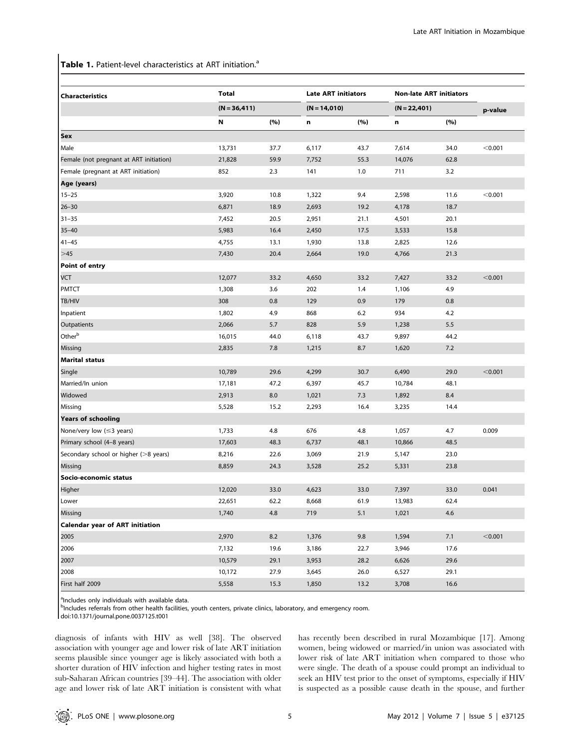**Table 1.** Patient-level characteristics at ART initiation.[a]

| Characteristics | Total | | Late ART initiators | | Non-late ART initiators | | p-value |
|---|---|---|---|---|---|---|---|
| | (N = 36,411) | | (N = 14,010) | | (N = 22,401) | | |
| | N | (%) | n | (%) | n | (%) | |
| **Sex** | | | | | | | |
| Male | 13,731 | 37.7 | 6,117 | 43.7 | 7,614 | 34.0 | <0.001 |
| Female (not pregnant at ART initiation) | 21,828 | 59.9 | 7,752 | 55.3 | 14,076 | 62.8 | |
| Female (pregnant at ART initiation) | 852 | 2.3 | 141 | 1.0 | 711 | 3.2 | |
| **Age (years)** | | | | | | | |
| 15–25 | 3,920 | 10.8 | 1,322 | 9.4 | 2,598 | 11.6 | <0.001 |
| 26–30 | 6,871 | 18.9 | 2,693 | 19.2 | 4,178 | 18.7 | |
| 31–35 | 7,452 | 20.5 | 2,951 | 21.1 | 4,501 | 20.1 | |
| 35–40 | 5,983 | 16.4 | 2,450 | 17.5 | 3,533 | 15.8 | |
| 41–45 | 4,755 | 13.1 | 1,930 | 13.8 | 2,825 | 12.6 | |
| >45 | 7,430 | 20.4 | 2,664 | 19.0 | 4,766 | 21.3 | |
| **Point of entry** | | | | | | | |
| VCT | 12,077 | 33.2 | 4,650 | 33.2 | 7,427 | 33.2 | <0.001 |
| PMTCT | 1,308 | 3.6 | 202 | 1.4 | 1,106 | 4.9 | |
| TB/HIV | 308 | 0.8 | 129 | 0.9 | 179 | 0.8 | |
| Inpatient | 1,802 | 4.9 | 868 | 6.2 | 934 | 4.2 | |
| Outpatients | 2,066 | 5.7 | 828 | 5.9 | 1,238 | 5.5 | |
| Other[b] | 16,015 | 44.0 | 6,118 | 43.7 | 9,897 | 44.2 | |
| Missing | 2,835 | 7.8 | 1,215 | 8.7 | 1,620 | 7.2 | |
| **Marital status** | | | | | | | |
| Single | 10,789 | 29.6 | 4,299 | 30.7 | 6,490 | 29.0 | <0.001 |
| Married/In union | 17,181 | 47.2 | 6,397 | 45.7 | 10,784 | 48.1 | |
| Widowed | 2,913 | 8.0 | 1,021 | 7.3 | 1,892 | 8.4 | |
| Missing | 5,528 | 15.2 | 2,293 | 16.4 | 3,235 | 14.4 | |
| **Years of schooling** | | | | | | | |
| None/very low (≤3 years) | 1,733 | 4.8 | 676 | 4.8 | 1,057 | 4.7 | 0.009 |
| Primary school (4–8 years) | 17,603 | 48.3 | 6,737 | 48.1 | 10,866 | 48.5 | |
| Secondary school or higher (>8 years) | 8,216 | 22.6 | 3,069 | 21.9 | 5,147 | 23.0 | |
| Missing | 8,859 | 24.3 | 3,528 | 25.2 | 5,331 | 23.8 | |
| **Socio-economic status** | | | | | | | |
| Higher | 12,020 | 33.0 | 4,623 | 33.0 | 7,397 | 33.0 | 0.041 |
| Lower | 22,651 | 62.2 | 8,668 | 61.9 | 13,983 | 62.4 | |
| Missing | 1,740 | 4.8 | 719 | 5.1 | 1,021 | 4.6 | |
| **Calendar year of ART initiation** | | | | | | | |
| 2005 | 2,970 | 8.2 | 1,376 | 9.8 | 1,594 | 7.1 | <0.001 |
| 2006 | 7,132 | 19.6 | 3,186 | 22.7 | 3,946 | 17.6 | |
| 2007 | 10,579 | 29.1 | 3,953 | 28.2 | 6,626 | 29.6 | |
| 2008 | 10,172 | 27.9 | 3,645 | 26.0 | 6,527 | 29.1 | |
| First half 2009 | 5,558 | 15.3 | 1,850 | 13.2 | 3,708 | 16.6 | |

[a]Includes only individuals with available data.
[b]Includes referrals from other health facilities, youth centers, private clinics, laboratory, and emergency room.
doi:10.1371/journal.pone.0037125.t001

diagnosis of infants with HIV as well [38]. The observed association with younger age and lower risk of late ART initiation seems plausible since younger age is likely associated with both a shorter duration of HIV infection and higher testing rates in most sub-Saharan African countries [39–44]. The association with older age and lower risk of late ART initiation is consistent with what has recently been described in rural Mozambique [17]. Among women, being widowed or married/in union was associated with lower risk of late ART initiation when compared to those who were single. The death of a spouse could prompt an individual to seek an HIV test prior to the onset of symptoms, especially if HIV is suspected as a possible cause death in the spouse, and further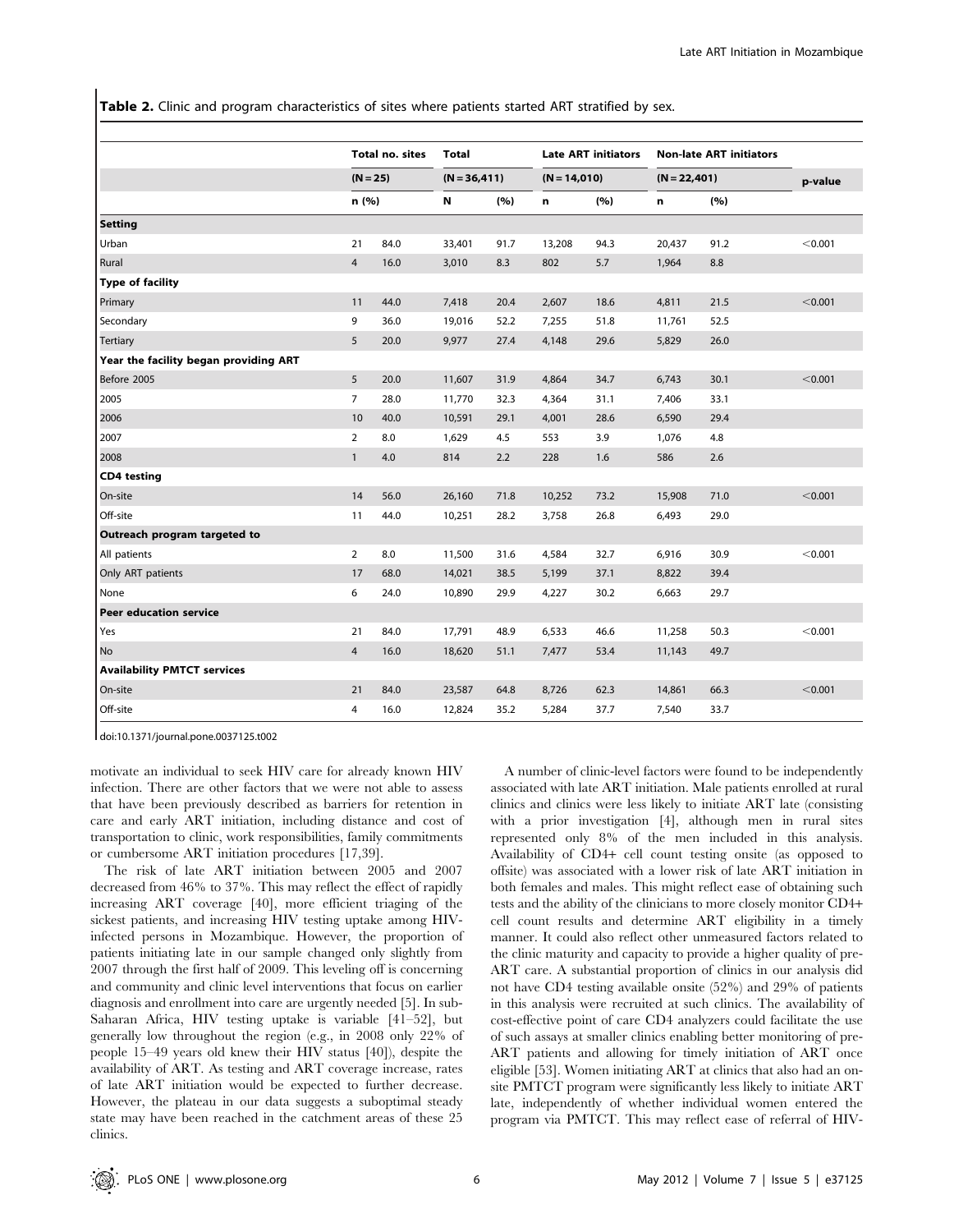**Table 2.** Clinic and program characteristics of sites where patients started ART stratified by sex.

| | Total no. sites | | Total | | Late ART initiators | | Non-late ART initiators | | p-value |
|---|---|---|---|---|---|---|---|---|---|
| | (N = 25) | | (N = 36,411) | | (N = 14,010) | | (N = 22,401) | | |
| | n (%) | | N | (%) | n | (%) | n | (%) | |
| **Setting** | | | | | | | | | |
| Urban | 21 | 84.0 | 33,401 | 91.7 | 13,208 | 94.3 | 20,437 | 91.2 | <0.001 |
| Rural | 4 | 16.0 | 3,010 | 8.3 | 802 | 5.7 | 1,964 | 8.8 | |
| **Type of facility** | | | | | | | | | |
| Primary | 11 | 44.0 | 7,418 | 20.4 | 2,607 | 18.6 | 4,811 | 21.5 | <0.001 |
| Secondary | 9 | 36.0 | 19,016 | 52.2 | 7,255 | 51.8 | 11,761 | 52.5 | |
| Tertiary | 5 | 20.0 | 9,977 | 27.4 | 4,148 | 29.6 | 5,829 | 26.0 | |
| **Year the facility began providing ART** | | | | | | | | | |
| Before 2005 | 5 | 20.0 | 11,607 | 31.9 | 4,864 | 34.7 | 6,743 | 30.1 | <0.001 |
| 2005 | 7 | 28.0 | 11,770 | 32.3 | 4,364 | 31.1 | 7,406 | 33.1 | |
| 2006 | 10 | 40.0 | 10,591 | 29.1 | 4,001 | 28.6 | 6,590 | 29.4 | |
| 2007 | 2 | 8.0 | 1,629 | 4.5 | 553 | 3.9 | 1,076 | 4.8 | |
| 2008 | 1 | 4.0 | 814 | 2.2 | 228 | 1.6 | 586 | 2.6 | |
| **CD4 testing** | | | | | | | | | |
| On-site | 14 | 56.0 | 26,160 | 71.8 | 10,252 | 73.2 | 15,908 | 71.0 | <0.001 |
| Off-site | 11 | 44.0 | 10,251 | 28.2 | 3,758 | 26.8 | 6,493 | 29.0 | |
| **Outreach program targeted to** | | | | | | | | | |
| All patients | 2 | 8.0 | 11,500 | 31.6 | 4,584 | 32.7 | 6,916 | 30.9 | <0.001 |
| Only ART patients | 17 | 68.0 | 14,021 | 38.5 | 5,199 | 37.1 | 8,822 | 39.4 | |
| None | 6 | 24.0 | 10,890 | 29.9 | 4,227 | 30.2 | 6,663 | 29.7 | |
| **Peer education service** | | | | | | | | | |
| Yes | 21 | 84.0 | 17,791 | 48.9 | 6,533 | 46.6 | 11,258 | 50.3 | <0.001 |
| No | 4 | 16.0 | 18,620 | 51.1 | 7,477 | 53.4 | 11,143 | 49.7 | |
| **Availability PMTCT services** | | | | | | | | | |
| On-site | 21 | 84.0 | 23,587 | 64.8 | 8,726 | 62.3 | 14,861 | 66.3 | <0.001 |
| Off-site | 4 | 16.0 | 12,824 | 35.2 | 5,284 | 37.7 | 7,540 | 33.7 | |

doi:10.1371/journal.pone.0037125.t002

motivate an individual to seek HIV care for already known HIV infection. There are other factors that we were not able to assess that have been previously described as barriers for retention in care and early ART initiation, including distance and cost of transportation to clinic, work responsibilities, family commitments or cumbersome ART initiation procedures [17,39].

The risk of late ART initiation between 2005 and 2007 decreased from 46% to 37%. This may reflect the effect of rapidly increasing ART coverage [40], more efficient triaging of the sickest patients, and increasing HIV testing uptake among HIV-infected persons in Mozambique. However, the proportion of patients initiating late in our sample changed only slightly from 2007 through the first half of 2009. This leveling off is concerning and community and clinic level interventions that focus on earlier diagnosis and enrollment into care are urgently needed [5]. In sub-Saharan Africa, HIV testing uptake is variable [41–52], but generally low throughout the region (e.g., in 2008 only 22% of people 15–49 years old knew their HIV status [40]), despite the availability of ART. As testing and ART coverage increase, rates of late ART initiation would be expected to further decrease. However, the plateau in our data suggests a suboptimal steady state may have been reached in the catchment areas of these 25 clinics.

A number of clinic-level factors were found to be independently associated with late ART initiation. Male patients enrolled at rural clinics and clinics were less likely to initiate ART late (consisting with a prior investigation [4], although men in rural sites represented only 8% of the men included in this analysis. Availability of CD4+ cell count testing onsite (as opposed to offsite) was associated with a lower risk of late ART initiation in both females and males. This might reflect ease of obtaining such tests and the ability of the clinicians to more closely monitor CD4+ cell count results and determine ART eligibility in a timely manner. It could also reflect other unmeasured factors related to the clinic maturity and capacity to provide a higher quality of pre-ART care. A substantial proportion of clinics in our analysis did not have CD4 testing available onsite (52%) and 29% of patients in this analysis were recruited at such clinics. The availability of cost-effective point of care CD4 analyzers could facilitate the use of such assays at smaller clinics enabling better monitoring of pre-ART patients and allowing for timely initiation of ART once eligible [53]. Women initiating ART at clinics that also had an on-site PMTCT program were significantly less likely to initiate ART late, independently of whether individual women entered the program via PMTCT. This may reflect ease of referral of HIV-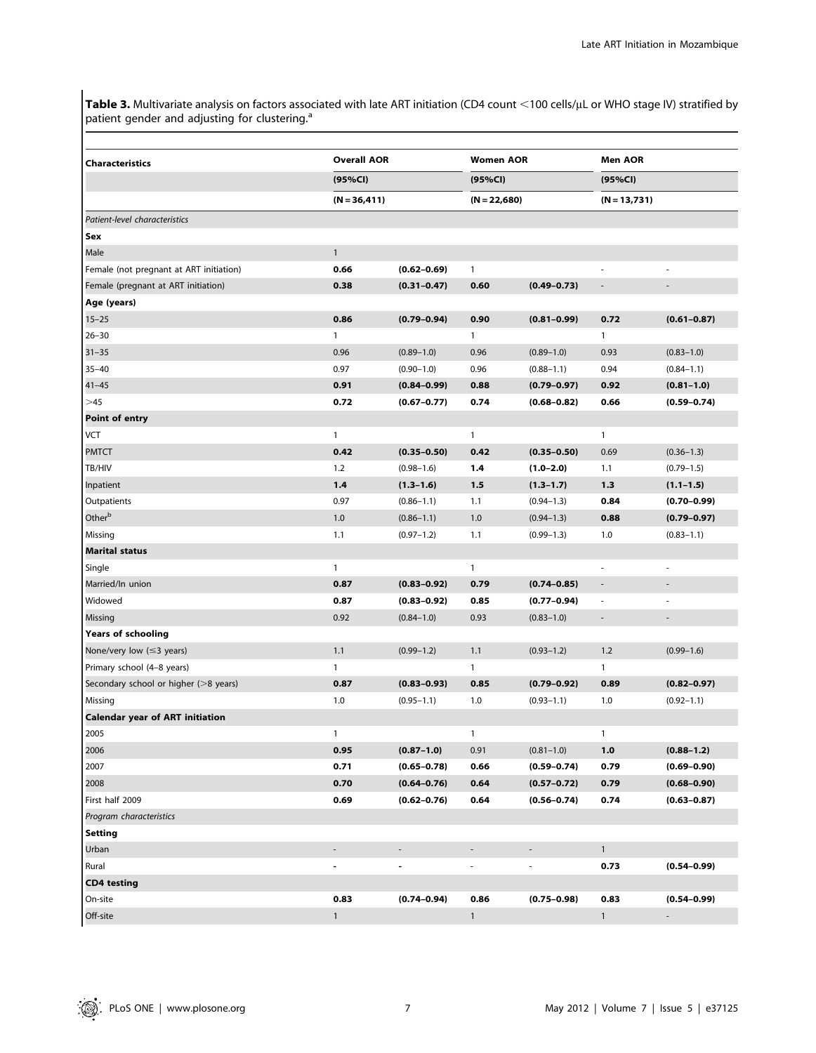**Table 3.** Multivariate analysis on factors associated with late ART initiation (CD4 count <100 cells/µL or WHO stage IV) stratified by patient gender and adjusting for clustering.[a]

| Characteristics | Overall AOR | | Women AOR | | Men AOR | |
|---|---|---|---|---|---|---|
| | (95%CI) | | (95%CI) | | (95%CI) | |
| | (N = 36,411) | | (N = 22,680) | | (N = 13,731) | |
| *Patient-level characteristics* | | | | | | |
| **Sex** | | | | | | |
| Male | 1 | | | | | |
| Female (not pregnant at ART initiation) | **0.66** | **(0.62–0.69)** | 1 | | - | - |
| Female (pregnant at ART initiation) | **0.38** | **(0.31–0.47)** | **0.60** | **(0.49–0.73)** | - | - |
| **Age (years)** | | | | | | |
| 15–25 | **0.86** | **(0.79–0.94)** | **0.90** | **(0.81–0.99)** | **0.72** | **(0.61–0.87)** |
| 26–30 | 1 | | 1 | | 1 | |
| 31–35 | 0.96 | (0.89–1.0) | 0.96 | (0.89–1.0) | 0.93 | (0.83–1.0) |
| 35–40 | 0.97 | (0.90–1.0) | 0.96 | (0.88–1.1) | 0.94 | (0.84–1.1) |
| 41–45 | **0.91** | **(0.84–0.99)** | **0.88** | **(0.79–0.97)** | **0.92** | **(0.81–1.0)** |
| >45 | **0.72** | **(0.67–0.77)** | **0.74** | **(0.68–0.82)** | **0.66** | **(0.59–0.74)** |
| **Point of entry** | | | | | | |
| VCT | 1 | | 1 | | 1 | |
| PMTCT | **0.42** | **(0.35–0.50)** | **0.42** | **(0.35–0.50)** | 0.69 | (0.36–1.3) |
| TB/HIV | 1.2 | (0.98–1.6) | **1.4** | **(1.0–2.0)** | 1.1 | (0.79–1.5) |
| Inpatient | **1.4** | **(1.3–1.6)** | **1.5** | **(1.3–1.7)** | **1.3** | **(1.1–1.5)** |
| Outpatients | 0.97 | (0.86–1.1) | 1.1 | (0.94–1.3) | **0.84** | **(0.70–0.99)** |
| Other[b] | 1.0 | (0.86–1.1) | 1.0 | (0.94–1.3) | **0.88** | **(0.79–0.97)** |
| Missing | 1.1 | (0.97–1.2) | 1.1 | (0.99–1.3) | 1.0 | (0.83–1.1) |
| **Marital status** | | | | | | |
| Single | 1 | | 1 | | - | - |
| Married/In union | **0.87** | **(0.83–0.92)** | **0.79** | **(0.74–0.85)** | - | - |
| Widowed | **0.87** | **(0.83–0.92)** | **0.85** | **(0.77–0.94)** | - | - |
| Missing | 0.92 | (0.84–1.0) | 0.93 | (0.83–1.0) | - | - |
| **Years of schooling** | | | | | | |
| None/very low (≤3 years) | 1.1 | (0.99–1.2) | 1.1 | (0.93–1.2) | 1.2 | (0.99–1.6) |
| Primary school (4–8 years) | 1 | | 1 | | 1 | |
| Secondary school or higher (>8 years) | **0.87** | **(0.83–0.93)** | **0.85** | **(0.79–0.92)** | **0.89** | **(0.82–0.97)** |
| Missing | 1.0 | (0.95–1.1) | 1.0 | (0.93–1.1) | 1.0 | (0.92–1.1) |
| **Calendar year of ART initiation** | | | | | | |
| 2005 | 1 | | 1 | | 1 | |
| 2006 | **0.95** | **(0.87–1.0)** | 0.91 | (0.81–1.0) | **1.0** | **(0.88–1.2)** |
| 2007 | **0.71** | **(0.65–0.78)** | **0.66** | **(0.59–0.74)** | **0.79** | **(0.69–0.90)** |
| 2008 | **0.70** | **(0.64–0.76)** | **0.64** | **(0.57–0.72)** | **0.79** | **(0.68–0.90)** |
| First half 2009 | **0.69** | **(0.62–0.76)** | **0.64** | **(0.56–0.74)** | **0.74** | **(0.63–0.87)** |
| *Program characteristics* | | | | | | |
| **Setting** | | | | | | |
| Urban | - | - | - | - | 1 | |
| Rural | - | - | - | - | **0.73** | **(0.54–0.99)** |
| **CD4 testing** | | | | | | |
| On-site | **0.83** | **(0.74–0.94)** | **0.86** | **(0.75–0.98)** | **0.83** | **(0.54–0.99)** |
| Off-site | 1 | | 1 | | 1 | - |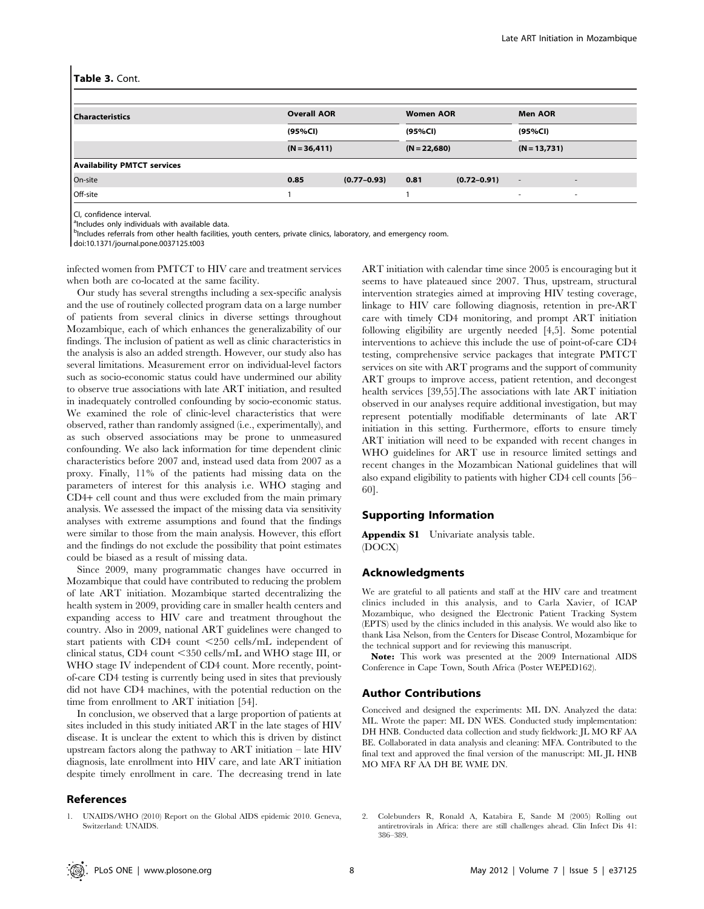**Table 3.** Cont.

| Characteristics | Overall AOR | | Women AOR | | Men AOR | |
|---|---|---|---|---|---|---|
| | (95%CI) | | (95%CI) | | (95%CI) | |
| | (N = 36,411) | | (N = 22,680) | | (N = 13,731) | |
| **Availability PMTCT services** | | | | | | |
| On-site | 0.85 | (0.77–0.93) | 0.81 | (0.72–0.91) | - | - |
| Off-site | 1 | | 1 | | - | - |

CI, confidence interval.
[a]Includes only individuals with available data.
[b]Includes referrals from other health facilities, youth centers, private clinics, laboratory, and emergency room.
doi:10.1371/journal.pone.0037125.t003

infected women from PMTCT to HIV care and treatment services when both are co-located at the same facility.

Our study has several strengths including a sex-specific analysis and the use of routinely collected program data on a large number of patients from several clinics in diverse settings throughout Mozambique, each of which enhances the generalizability of our findings. The inclusion of patient as well as clinic characteristics in the analysis is also an added strength. However, our study also has several limitations. Measurement error on individual-level factors such as socio-economic status could have undermined our ability to observe true associations with late ART initiation, and resulted in inadequately controlled confounding by socio-economic status. We examined the role of clinic-level characteristics that were observed, rather than randomly assigned (i.e., experimentally), and as such observed associations may be prone to unmeasured confounding. We also lack information for time dependent clinic characteristics before 2007 and, instead used data from 2007 as a proxy. Finally, 11% of the patients had missing data on the parameters of interest for this analysis i.e. WHO staging and CD4+ cell count and thus were excluded from the main primary analysis. We assessed the impact of the missing data via sensitivity analyses with extreme assumptions and found that the findings were similar to those from the main analysis. However, this effort and the findings do not exclude the possibility that point estimates could be biased as a result of missing data.

Since 2009, many programmatic changes have occurred in Mozambique that could have contributed to reducing the problem of late ART initiation. Mozambique started decentralizing the health system in 2009, providing care in smaller health centers and expanding access to HIV care and treatment throughout the country. Also in 2009, national ART guidelines were changed to start patients with CD4 count <250 cells/mL independent of clinical status, CD4 count <350 cells/mL and WHO stage III, or WHO stage IV independent of CD4 count. More recently, point-of-care CD4 testing is currently being used in sites that previously did not have CD4 machines, with the potential reduction on the time from enrollment to ART initiation [54].

In conclusion, we observed that a large proportion of patients at sites included in this study initiated ART in the late stages of HIV disease. It is unclear the extent to which this is driven by distinct upstream factors along the pathway to ART initiation – late HIV diagnosis, late enrollment into HIV care, and late ART initiation despite timely enrollment in care. The decreasing trend in late ART initiation with calendar time since 2005 is encouraging but it seems to have plateaued since 2007. Thus, upstream, structural intervention strategies aimed at improving HIV testing coverage, linkage to HIV care following diagnosis, retention in pre-ART care with timely CD4 monitoring, and prompt ART initiation following eligibility are urgently needed [4,5]. Some potential interventions to achieve this include the use of point-of-care CD4 testing, comprehensive service packages that integrate PMTCT services on site with ART programs and the support of community ART groups to improve access, patient retention, and decongest health services [39,55].The associations with late ART initiation observed in our analyses require additional investigation, but may represent potentially modifiable determinants of late ART initiation in this setting. Furthermore, efforts to ensure timely ART initiation will need to be expanded with recent changes in WHO guidelines for ART use in resource limited settings and recent changes in the Mozambican National guidelines that will also expand eligibility to patients with higher CD4 cell counts [56–60].

## Supporting Information

**Appendix S1** Univariate analysis table.
(DOCX)

## Acknowledgments

We are grateful to all patients and staff at the HIV care and treatment clinics included in this analysis, and to Carla Xavier, of ICAP Mozambique, who designed the Electronic Patient Tracking System (EPTS) used by the clinics included in this analysis. We would also like to thank Lisa Nelson, from the Centers for Disease Control, Mozambique for the technical support and for reviewing this manuscript.

**Note:** This work was presented at the 2009 International AIDS Conference in Cape Town, South Africa (Poster WEPED162).

## Author Contributions

Conceived and designed the experiments: ML DN. Analyzed the data: ML. Wrote the paper: ML DN WES. Conducted study implementation: DH HNB. Conducted data collection and study fieldwork: JL MO RF AA BE. Collaborated in data analysis and cleaning: MFA. Contributed to the final text and approved the final version of the manuscript: ML JL HNB MO MFA RF AA DH BE WME DN.

## References

1. UNAIDS/WHO (2010) Report on the Global AIDS epidemic 2010. Geneva, Switzerland: UNAIDS.
2. Colebunders R, Ronald A, Katabira E, Sande M (2005) Rolling out antiretrovirals in Africa: there are still challenges ahead. Clin Infect Dis 41: 386–389.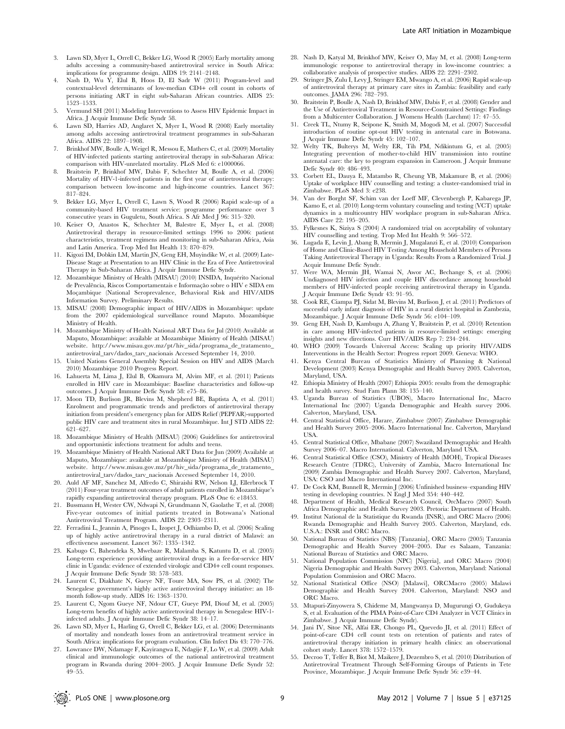3. Lawn SD, Myer L, Orrell C, Bekker LG, Wood R (2005) Early mortality among adults accessing a community-based antiretroviral service in South Africa: implications for programme design. AIDS 19: 2141–2148.
4. Nash D, Wu Y, Elul B, Hoos D, El Sadr W (2011) Program-level and contextual-level determinants of low-median CD4+ cell count in cohorts of persons initiating ART in eight sub-Saharan African countries. AIDS 25: 1523–1533.
5. Vermund SH (2011) Modeling Interventions to Assess HIV Epidemic Impact in Africa. J Acquir Immune Defic Syndr 58.
6. Lawn SD, Harries AD, Anglaret X, Myer L, Wood R (2008) Early mortality among adults accessing antiretroviral treatment programmes in sub-Saharan Africa. AIDS 22: 1897–1908.
7. Brinkhof MW, Boulle A, Weigel R, Messou E, Mathers C, et al. (2009) Mortality of HIV-infected patients starting antiretroviral therapy in sub-Saharan Africa: comparison with HIV-unrelated mortality. PLoS Med 6: e1000066.
8. Braitstein P, Brinkhof MW, Dabis F, Schechter M, Boulle A, et al. (2006) Mortality of HIV-1-infected patients in the first year of antiretroviral therapy: comparison between low-income and high-income countries. Lancet 367: 817–824.
9. Bekker LG, Myer L, Orrell C, Lawn S, Wood R (2006) Rapid scale-up of a community-based HIV treatment service: programme performance over 3 consecutive years in Guguletu, South Africa. S Afr Med J 96: 315–320.
10. Keiser O, Anastos K, Schechter M, Balestre E, Myer L, et al. (2008) Antiretroviral therapy in resource-limited settings 1996 to 2006: patient characteristics, treatment regimens and monitoring in sub-Saharan Africa, Asia and Latin America. Trop Med Int Health 13: 870–879.
11. Kigozi IM, Dobkin LM, Martin JN, Geng EH, Muyindike W, et al. (2009) Late-Disease Stage at Presentation to an HIV Clinic in the Era of Free Antiretroviral Therapy in Sub-Saharan Africa. J Acquir Immune Defic Syndr.
12. Mozambique Ministry of Health (MISAU) (2010) INSIDA, Inquérito Nacional de Prevalência, Riscos Comportamentais e Informação sobre o HIV e SIDA em Moçambique (National Seroprevalence, Behavioral Risk and HIV/AIDS Information Survey. Preliminary Results.
13. MISAU (2008) Demographic impact of HIV/AIDS in Mozambique: update from the 2007 epidemiological surveillance round Maputo. Mozambique Ministry of Health.
14. Mozambique Ministry of Health National ART Data for Jul (2010) Available at Maputo, Mozambique: available at Mozambique Ministry of Health (MISAU) website. http://www.misau.gov.mz/pt/hiv_sida/programa_de_tratamento_antiretroviral_tarv/dados_tarv_nacionais Accessed September 14, 2010.
15. United Nations General Assembly Special Session on HIV and AIDS (March 2010) Mozambique 2010 Progress Report.
16. Lahuerta M, Lima J, Elul B, Okamura M, Alvim MF, et al. (2011) Patients enrolled in HIV care in Mozambique: Baseline characteristics and follow-up outcomes. J Acquir Immune Defic Syndr 58: e75–86.
17. Moon TD, Burlison JR, Blevins M, Shepherd BE, Baptista A, et al. (2011) Enrolment and programmatic trends and predictors of antiretroviral therapy initiation from president's emergency plan for AIDS Relief (PEPFAR)-supported public HIV care and treatment sites in rural Mozambique. Int J STD AIDS 22: 621–627.
18. Mozambique Ministry of Health (MISAU) (2006) Guidelines for antiretroviral and opportunistic infections treatment for adults and teens.
19. Mozambique Ministry of Health National ART Data for Jun (2009) Available at Maputo, Mozambique: available at Mozambique Ministry of Health (MISAU) website. http://www.misau.gov.mz/pt/hiv_sida/programa_de_tratamento_antiretroviral_tarv/dados_tarv_nacionais Accessed September 14, 2010.
20. Auld AF MF, Sanchez M, Alfredo C, Shiraishi RW, Nelson LJ, Ellerbrock T (2011) Four-year treatment outcomes of adult patients enrolled in Mozambique's rapidly expanding antiretroviral therapy program. PLoS One 6: e18453.
21. Bussmann H, Wester CW, Ndwapi N, Grundmann N, Gaolathe T, et al. (2008) Five-year outcomes of initial patients treated in Botswana's National Antiretroviral Treatment Program. AIDS 22: 2303–2311.
22. Ferradini L, Jeannin A, Pinoges L, Izopet J, Odhiambo D, et al. (2006) Scaling up of highly active antiretroviral therapy in a rural district of Malawi: an effectiveness assessment. Lancet 367: 1335–1342.
23. Kabugo C, Bahendeka S, Mwebaze R, Malamba S, Katuntu D, et al. (2005) Long-term experience providing antiretroviral drugs in a fee-for-service HIV clinic in Uganda: evidence of extended virologic and CD4+ cell count responses. J Acquir Immune Defic Syndr 38: 578–583.
24. Laurent C, Diakhate N, Gueye NF, Toure MA, Sow PS, et al. (2002) The Senegalese government's highly active antiretroviral therapy initiative: an 18-month follow-up study. AIDS 16: 1363–1370.
25. Laurent C, Ngom Gueye NF, Ndour CT, Gueye PM, Diouf M, et al. (2005) Long-term benefits of highly active antiretroviral therapy in Senegalese HIV-1-infected adults. J Acquir Immune Defic Syndr 38: 14–17.
26. Lawn SD, Myer L, Harling G, Orrell C, Bekker LG, et al. (2006) Determinants of mortality and nondeath losses from an antiretroviral treatment service in South Africa: implications for program evaluation. Clin Infect Dis 43: 770–776.
27. Lowrance DW, Ndamage F, Kayirangwa E, Ndagije F, Lo W, et al. (2009) Adult clinical and immunologic outcomes of the national antiretroviral treatment program in Rwanda during 2004–2005. J Acquir Immune Defic Syndr 52: 49–55.
28. Nash D, Katyal M, Brinkhof MW, Keiser O, May M, et al. (2008) Long-term immunologic response to antiretroviral therapy in low-income countries: a collaborative analysis of prospective studies. AIDS 22: 2291–2302.
29. Stringer JS, Zulu I, Levy J, Stringer EM, Mwango A, et al. (2006) Rapid scale-up of antiretroviral therapy at primary care sites in Zambia: feasibility and early outcomes. JAMA 296: 782–793.
30. Braitstein P, Boulle A, Nash D, Brinkhof MW, Dabis F, et al. (2008) Gender and the Use of Antiretroviral Treatment in Resource-Constrained Settings: Findings from a Multicenter Collaboration. J Womens Health (Larchmt) 17: 47–55.
31. Creek TL, Ntumy R, Seipone K, Smith M, Mogodi M, et al. (2007) Successful introduction of routine opt-out HIV testing in antenatal care in Botswana. J Acquir Immune Defic Syndr 45: 102–107.
32. Welty TK, Bulterys M, Welty ER, Tih PM, Ndikintum G, et al. (2005) Integrating prevention of mother-to-child HIV transmission into routine antenatal care: the key to program expansion in Cameroon. J Acquir Immune Defic Syndr 40: 486–493.
33. Corbett EL, Dauya E, Matambo R, Cheung YB, Makamure B, et al. (2006) Uptake of workplace HIV counselling and testing: a cluster-randomised trial in Zimbabwe. PLoS Med 3: e238.
34. Van der Borght SF, Schim van der Loeff MF, Clevenbergh P, Kabarega JP, Kamo E, et al. (2010) Long-term voluntary counseling and testing (VCT) uptake dynamics in a multicountry HIV workplace program in sub-Saharan Africa. AIDS Care 22: 195–205.
35. Fylkesnes K, Siziya S (2004) A randomized trial on acceptability of voluntary HIV counselling and testing. Trop Med Int Health 9: 566–572.
36. Lugada E, Levin J, Abang B, Mermin J, Mugalanzi E, et al. (2010) Comparison of Home and Clinic-Based HIV Testing Among Household Members of Persons Taking Antiretroviral Therapy in Uganda: Results From a Randomized Trial. J Acquir Immune Defic Syndr.
37. Were WA, Mermin JH, Wamai N, Awor AC, Bechange S, et al. (2006) Undiagnosed HIV infection and couple HIV discordance among household members of HIV-infected people receiving antiretroviral therapy in Uganda. J Acquir Immune Defic Syndr 43: 91–95.
38. Cook RE, Ciampa PJ, Sidat M, Blevins M, Burlison J, et al. (2011) Predictors of successful early infant diagnosis of HIV in a rural district hospital in Zambezia, Mozambique. J Acquir Immune Defic Syndr 56: e104–109.
39. Geng EH, Nash D, Kambugu A, Zhang Y, Braitstein P, et al. (2010) Retention in care among HIV-infected patients in resource-limited settings: emerging insights and new directions. Curr HIV/AIDS Rep 7: 234–244.
40. WHO (2009) Towards Universal Access: Scaling up priority HIV/AIDS Interventions in the Health Sector: Progress report 2009. Geneva: WHO.
41. Kenya Central Bureau of Statistics Ministry of Planning & National Development (2003) Kenya Demographic and Health Survey 2003. Calverton, Maryland, USA.
42. Ethiopia Ministry of Health (2007) Ethiopia 2005: results from the demographic and health survey. Stud Fam Plann 38: 135–140.
43. Uganda Bureau of Statistics (UBOS), Macro International Inc, Macro International Inc (2007) Uganda Demographic and Health survey 2006. Calverton, Maryland, USA.
44. Central Statistical Office, Harare, Zimbabwe (2007) Zimbabwe Demographic and Health Survey 2005–2006. Macro International Inc. Calverton, Maryland USA.
45. Central Statistical Office, Mbabane (2007) Swaziland Demographic and Health Survey 2006–07. Macro International. Calverton, Maryland USA.
46. Central Statistical Office (CSO), Ministry of Health (MOH), Tropical Diseases Research Centre (TDRC), University of Zambia, Macro International Inc (2009) Zambia Demographic and Health Survey 2007. Calverton, Maryland, USA: CSO and Macro International Inc.
47. De Cock KM, Bunnell R, Mermin J (2006) Unfinished business–expanding HIV testing in developing countries. N Engl J Med 354: 440–442.
48. Department of Health, Medical Research Council, OrcMacro (2007) South Africa Demographic and Health Survey 2003. Pretoria: Department of Health.
49. Institut National de la Statistique du Rwanda (INSR), and ORC Macro (2006) Rwanda Demographic and Health Survey 2005. Calverton, Maryland, eds. U.S.A.: INSR and ORC Macro.
50. National Bureau of Statistics (NBS) [Tanzania], ORC Macro (2005) Tanzania Demographic and Health Survey 2004–2005. Dar es Salaam, Tanzania: National Bureau of Statistics and ORC Macro.
51. National Population Commission (NPC) [Nigeria], and ORC Macro (2004) Nigeria Demographic and Health Survey 2003. Calverton, Maryland: National Population Commission and ORC Macro.
52. National Statistical Office (NSO) [Malawi], ORCMacro (2005) Malawi Demographic and Health Survey 2004. Calverton, Maryland: NSO and ORC Macro.
53. Mtapuri-Zinyowera S, Chideme M, Mangwanya D, Mugurungi O, Gudukeya S, et al. Evaluation of the PIMA Point-of-Care CD4 Analyzer in VCT Clinics in Zimbabwe. J Acquir Immune Defic Syndr).
54. Jani IV, Sitoe NE, Alfai ER, Chongo PL, Quevedo JI, et al. (2011) Effect of point-of-care CD4 cell count tests on retention of patients and rates of antiretroviral therapy initiation in primary health clinics: an observational cohort study. Lancet 378: 1572–1579.
55. Decroo T, Telfer B, Biot M, Maikere J, Dezembro S, et al. (2010) Distribution of Antiretroviral Treatment Through Self-Forming Groups of Patients in Tete Province, Mozambique. J Acquir Immune Defic Syndr 56: e39–44.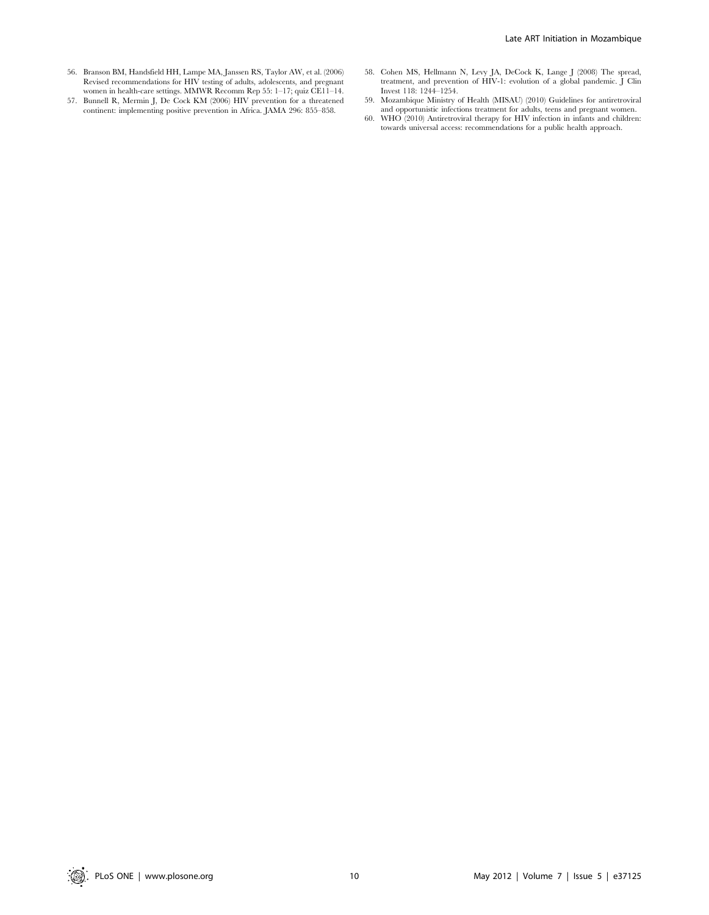56. Branson BM, Handsfield HH, Lampe MA, Janssen RS, Taylor AW, et al. (2006) Revised recommendations for HIV testing of adults, adolescents, and pregnant women in health-care settings. MMWR Recomm Rep 55: 1–17; quiz CE11–14.
57. Bunnell R, Mermin J, De Cock KM (2006) HIV prevention for a threatened continent: implementing positive prevention in Africa. JAMA 296: 855–858.
58. Cohen MS, Hellmann N, Levy JA, DeCock K, Lange J (2008) The spread, treatment, and prevention of HIV-1: evolution of a global pandemic. J Clin Invest 118: 1244–1254.
59. Mozambique Ministry of Health (MISAU) (2010) Guidelines for antiretroviral and opportunistic infections treatment for adults, teens and pregnant women.
60. WHO (2010) Antiretroviral therapy for HIV infection in infants and children: towards universal access: recommendations for a public health approach.